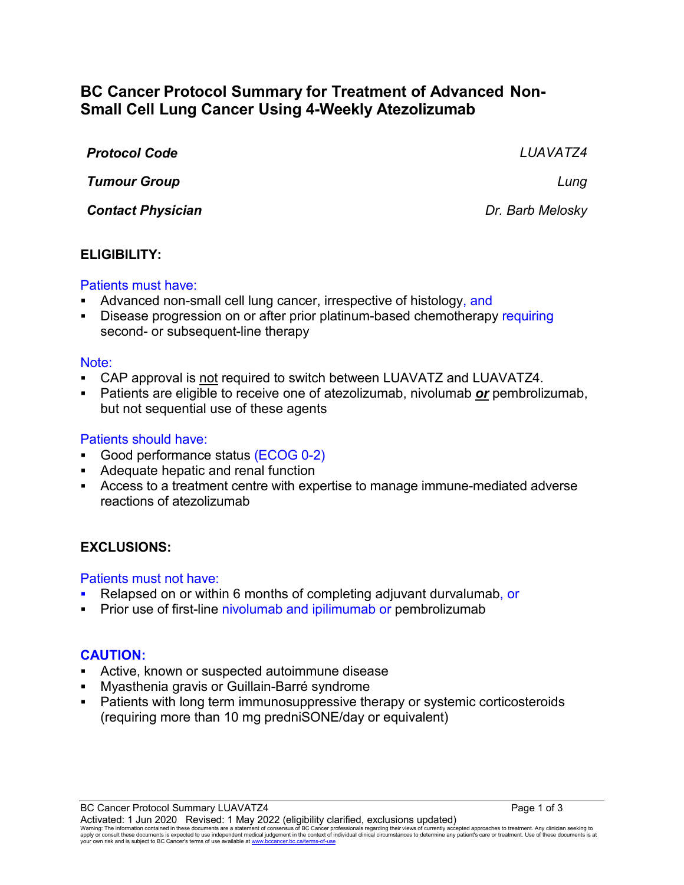# BC Cancer Protocol Summary for Treatment of Advanced Non-Small Cell Lung Cancer Using 4-Weekly Atezolizumab

| | |
|---|---|
| ***Protocol Code*** | *LUAVATZ4* |
| ***Tumour Group*** | *Lung* |
| ***Contact Physician*** | *Dr. Barb Melosky* |

## ELIGIBILITY:

Patients must have:

- Advanced non-small cell lung cancer, irrespective of histology, and
- Disease progression on or after prior platinum-based chemotherapy requiring second- or subsequent-line therapy

Note:

- CAP approval is not required to switch between LUAVATZ and LUAVATZ4.
- Patients are eligible to receive one of atezolizumab, nivolumab ***or*** pembrolizumab, but not sequential use of these agents

Patients should have:

- Good performance status (ECOG 0-2)
- Adequate hepatic and renal function
- Access to a treatment centre with expertise to manage immune-mediated adverse reactions of atezolizumab

## EXCLUSIONS:

Patients must not have:

- Relapsed on or within 6 months of completing adjuvant durvalumab, or
- Prior use of first-line nivolumab and ipilimumab or pembrolizumab

## CAUTION:

- Active, known or suspected autoimmune disease
- Myasthenia gravis or Guillain-Barré syndrome
- Patients with long term immunosuppressive therapy or systemic corticosteroids (requiring more than 10 mg predniSONE/day or equivalent)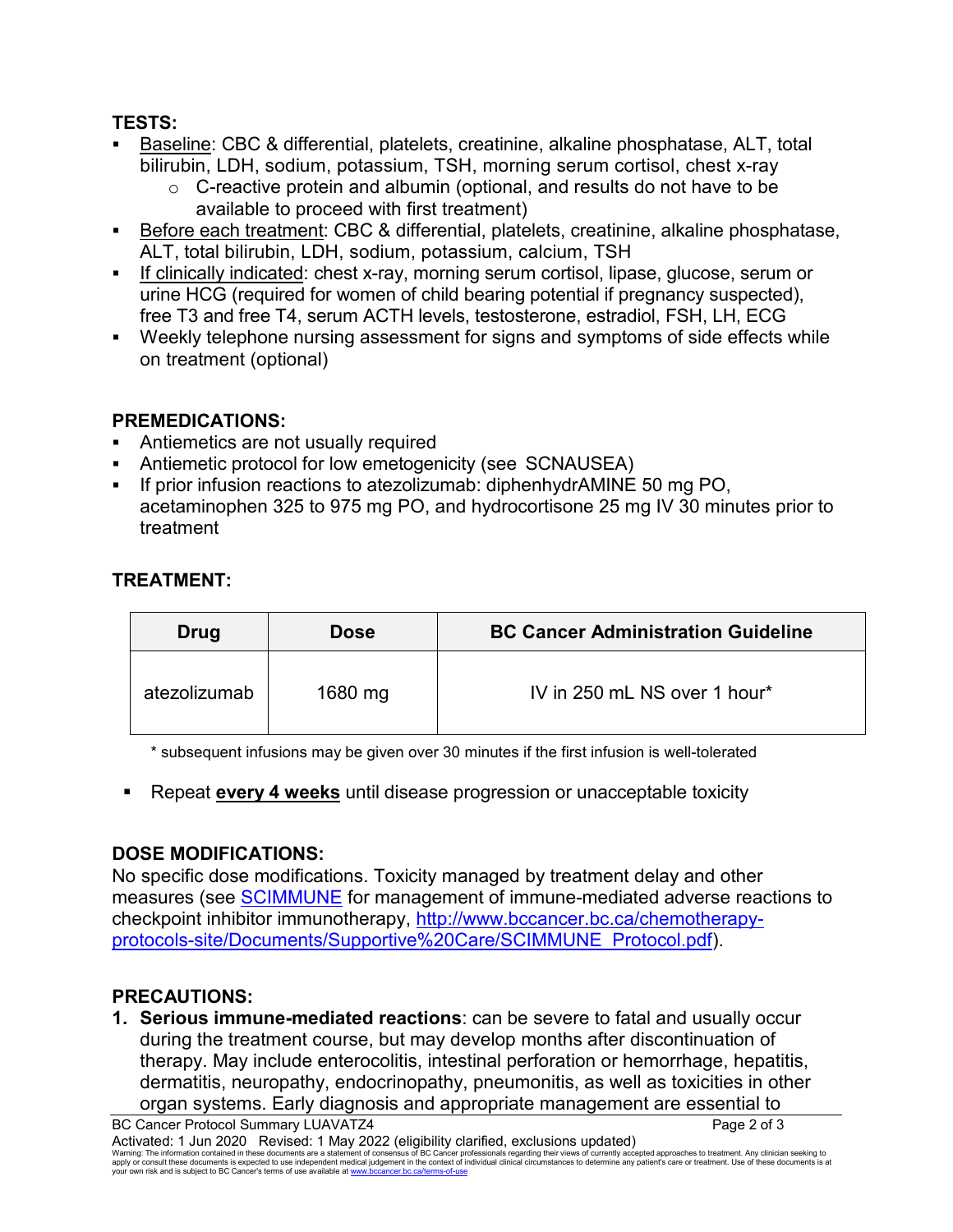## TESTS:

- Baseline: CBC & differential, platelets, creatinine, alkaline phosphatase, ALT, total bilirubin, LDH, sodium, potassium, TSH, morning serum cortisol, chest x-ray
  - C-reactive protein and albumin (optional, and results do not have to be available to proceed with first treatment)
- Before each treatment: CBC & differential, platelets, creatinine, alkaline phosphatase, ALT, total bilirubin, LDH, sodium, potassium, calcium, TSH
- If clinically indicated: chest x-ray, morning serum cortisol, lipase, glucose, serum or urine HCG (required for women of child bearing potential if pregnancy suspected), free T3 and free T4, serum ACTH levels, testosterone, estradiol, FSH, LH, ECG
- Weekly telephone nursing assessment for signs and symptoms of side effects while on treatment (optional)

## PREMEDICATIONS:

- Antiemetics are not usually required
- Antiemetic protocol for low emetogenicity (see SCNAUSEA)
- If prior infusion reactions to atezolizumab: diphenhydrAMINE 50 mg PO, acetaminophen 325 to 975 mg PO, and hydrocortisone 25 mg IV 30 minutes prior to treatment

## TREATMENT:

| Drug | Dose | BC Cancer Administration Guideline |
|---|---|---|
| atezolizumab | 1680 mg | IV in 250 mL NS over 1 hour* |

* subsequent infusions may be given over 30 minutes if the first infusion is well-tolerated

- Repeat **every 4 weeks** until disease progression or unacceptable toxicity

## DOSE MODIFICATIONS:

No specific dose modifications. Toxicity managed by treatment delay and other measures (see SCIMMUNE for management of immune-mediated adverse reactions to checkpoint inhibitor immunotherapy, http://www.bccancer.bc.ca/chemotherapy-protocols-site/Documents/Supportive%20Care/SCIMMUNE_Protocol.pdf).

## PRECAUTIONS:

1. **Serious immune-mediated reactions**: can be severe to fatal and usually occur during the treatment course, but may develop months after discontinuation of therapy. May include enterocolitis, intestinal perforation or hemorrhage, hepatitis, dermatitis, neuropathy, endocrinopathy, pneumonitis, as well as toxicities in other organ systems. Early diagnosis and appropriate management are essential to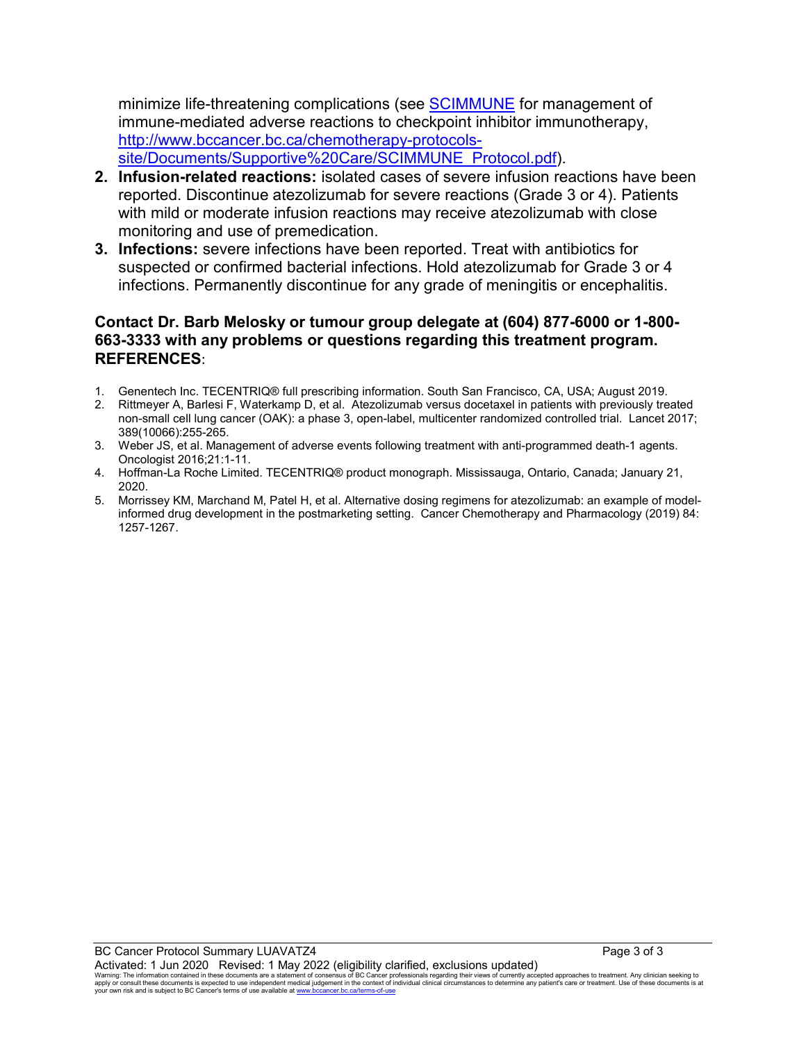minimize life-threatening complications (see [SCIMMUNE](http://www.bccancer.bc.ca/chemotherapy-protocols-site/Documents/Supportive%20Care/SCIMMUNE_Protocol.pdf) for management of immune-mediated adverse reactions to checkpoint inhibitor immunotherapy, [http://www.bccancer.bc.ca/chemotherapy-protocols-site/Documents/Supportive%20Care/SCIMMUNE_Protocol.pdf](http://www.bccancer.bc.ca/chemotherapy-protocols-site/Documents/Supportive%20Care/SCIMMUNE_Protocol.pdf)).

2. **Infusion-related reactions:** isolated cases of severe infusion reactions have been reported. Discontinue atezolizumab for severe reactions (Grade 3 or 4). Patients with mild or moderate infusion reactions may receive atezolizumab with close monitoring and use of premedication.
3. **Infections:** severe infections have been reported. Treat with antibiotics for suspected or confirmed bacterial infections. Hold atezolizumab for Grade 3 or 4 infections. Permanently discontinue for any grade of meningitis or encephalitis.

**Contact Dr. Barb Melosky or tumour group delegate at (604) 877-6000 or 1-800-663-3333 with any problems or questions regarding this treatment program.**

**REFERENCES**:

1. Genentech Inc. TECENTRIQ® full prescribing information. South San Francisco, CA, USA; August 2019.
2. Rittmeyer A, Barlesi F, Waterkamp D, et al. Atezolizumab versus docetaxel in patients with previously treated non-small cell lung cancer (OAK): a phase 3, open-label, multicenter randomized controlled trial. Lancet 2017; 389(10066):255-265.
3. Weber JS, et al. Management of adverse events following treatment with anti-programmed death-1 agents. Oncologist 2016;21:1-11.
4. Hoffman-La Roche Limited. TECENTRIQ® product monograph. Mississauga, Ontario, Canada; January 21, 2020.
5. Morrissey KM, Marchand M, Patel H, et al. Alternative dosing regimens for atezolizumab: an example of model-informed drug development in the postmarketing setting. Cancer Chemotherapy and Pharmacology (2019) 84: 1257-1267.